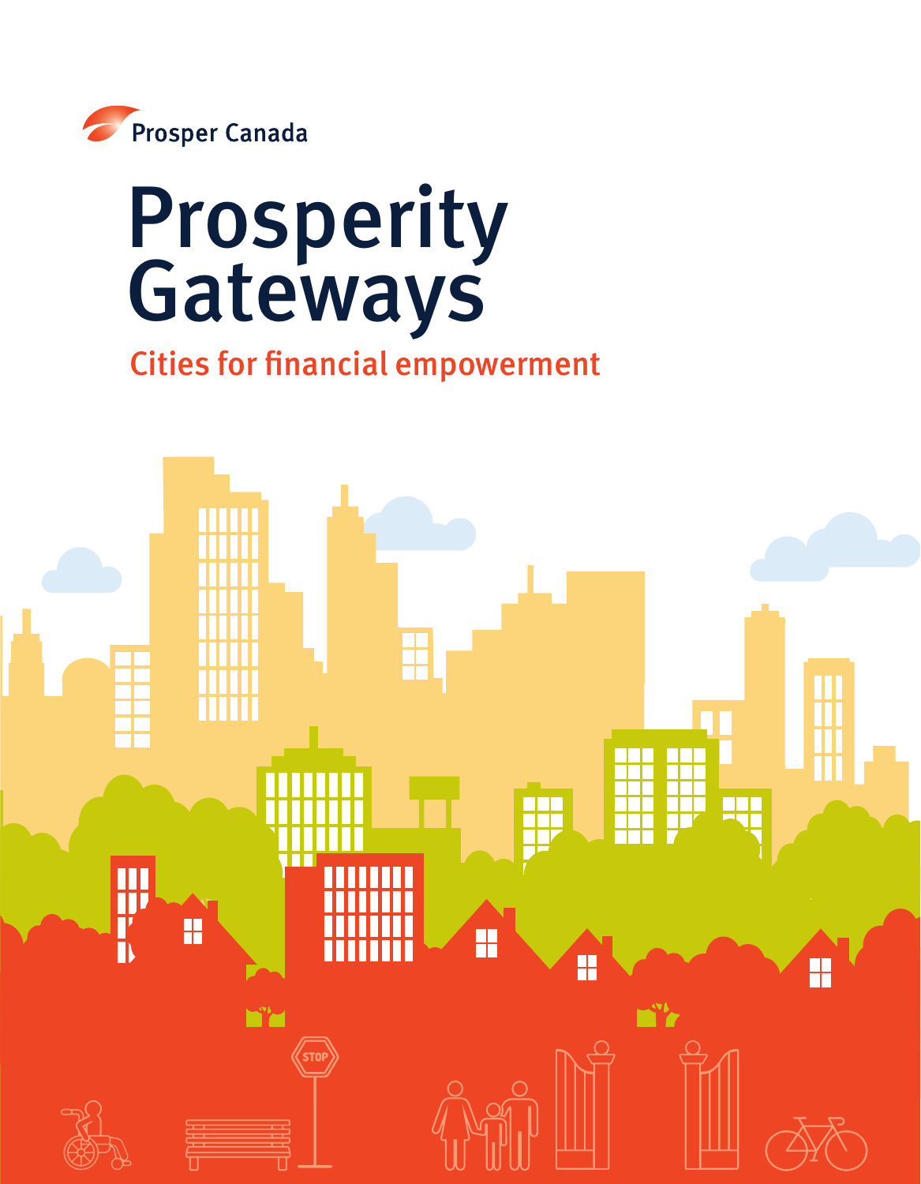Prosper Canada

# Prosperity Gateways

## Cities for financial empowerment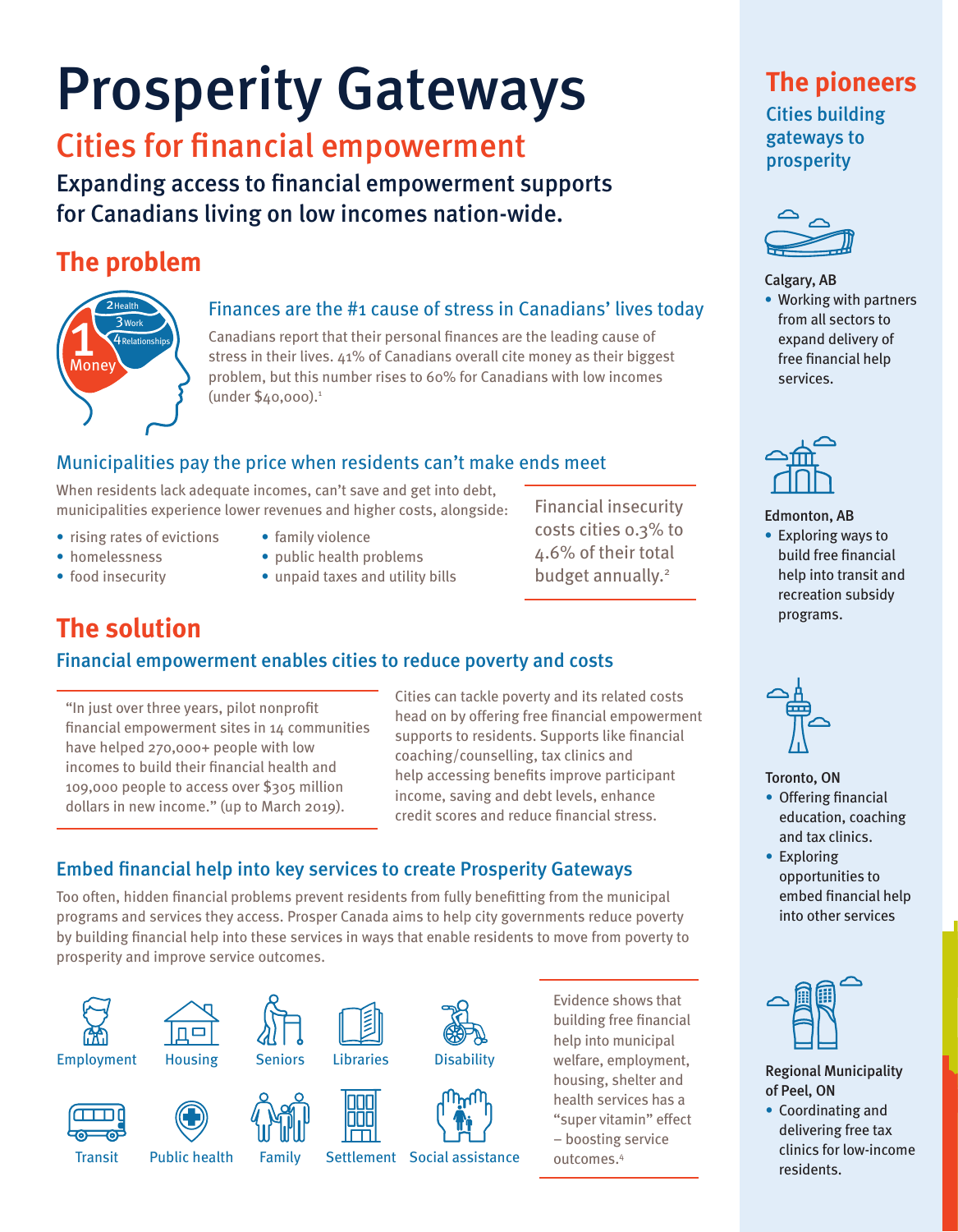# Prosperity Gateways

## Cities for financial empowerment

**Expanding access to financial empowerment supports for Canadians living on low incomes nation-wide.**

## The problem

### Finances are the #1 cause of stress in Canadians' lives today

1 Money, 2 Health, 3 Work, 4 Relationships

Canadians report that their personal finances are the leading cause of stress in their lives. 41% of Canadians overall cite money as their biggest problem, but this number rises to 60% for Canadians with low incomes (under $40,000).[1]

### Municipalities pay the price when residents can't make ends meet

When residents lack adequate incomes, can't save and get into debt, municipalities experience lower revenues and higher costs, alongside:

- rising rates of evictions
- homelessness
- food insecurity
- family violence
- public health problems
- unpaid taxes and utility bills

Financial insecurity costs cities 0.3% to 4.6% of their total budget annually.[2]

## The solution

### Financial empowerment enables cities to reduce poverty and costs

"In just over three years, pilot nonprofit financial empowerment sites in 14 communities have helped 270,000+ people with low incomes to build their financial health and 109,000 people to access over $305 million dollars in new income." (up to March 2019).

Cities can tackle poverty and its related costs head on by offering free financial empowerment supports to residents. Supports like financial coaching/counselling, tax clinics and help accessing benefits improve participant income, saving and debt levels, enhance credit scores and reduce financial stress.

### Embed financial help into key services to create Prosperity Gateways

Too often, hidden financial problems prevent residents from fully benefitting from the municipal programs and services they access. Prosper Canada aims to help city governments reduce poverty by building financial help into these services in ways that enable residents to move from poverty to prosperity and improve service outcomes.

Employment, Housing, Seniors, Libraries, Disability, Transit, Public health, Family, Settlement, Social assistance

Evidence shows that building free financial help into municipal welfare, employment, housing, shelter and health services has a "super vitamin" effect – boosting service outcomes.[4]

## The pioneers

### Cities building gateways to prosperity

**Calgary, AB**
- Working with partners from all sectors to expand delivery of free financial help services.

**Edmonton, AB**
- Exploring ways to build free financial help into transit and recreation subsidy programs.

**Toronto, ON**
- Offering financial education, coaching and tax clinics.
- Exploring opportunities to embed financial help into other services

**Regional Municipality of Peel, ON**
- Coordinating and delivering free tax clinics for low-income residents.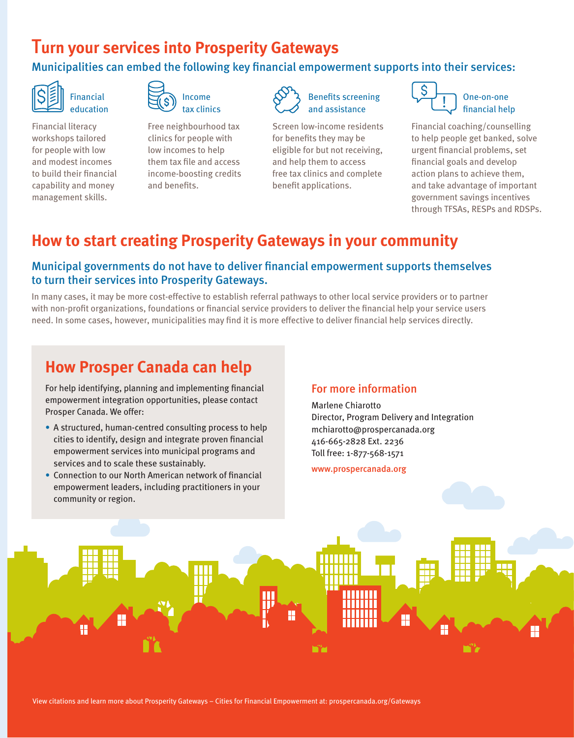# Turn your services into Prosperity Gateways

### Municipalities can embed the following key financial empowerment supports into their services:

**Financial education**

Financial literacy workshops tailored for people with low and modest incomes to build their financial capability and money management skills.

**Income tax clinics**

Free neighbourhood tax clinics for people with low incomes to help them tax file and access income-boosting credits and benefits.

**Benefits screening and assistance**

Screen low-income residents for benefits they may be eligible for but not receiving, and help them to access free tax clinics and complete benefit applications.

**One-on-one financial help**

Financial coaching/counselling to help people get banked, solve urgent financial problems, set financial goals and develop action plans to achieve them, and take advantage of important government savings incentives through TFSAs, RESPs and RDSPs.

# How to start creating Prosperity Gateways in your community

### Municipal governments do not have to deliver financial empowerment supports themselves to turn their services into Prosperity Gateways.

In many cases, it may be more cost-effective to establish referral pathways to other local service providers or to partner with non-profit organizations, foundations or financial service providers to deliver the financial help your service users need. In some cases, however, municipalities may find it is more effective to deliver financial help services directly.

## How Prosper Canada can help

For help identifying, planning and implementing financial empowerment integration opportunities, please contact Prosper Canada. We offer:

- A structured, human-centred consulting process to help cities to identify, design and integrate proven financial empowerment services into municipal programs and services and to scale these sustainably.
- Connection to our North American network of financial empowerment leaders, including practitioners in your community or region.

### For more information

Marlene Chiarotto
Director, Program Delivery and Integration
mchiarotto@prospercanada.org
416-665-2828 Ext. 2236
Toll free: 1-877-568-1571

www.prospercanada.org

View citations and learn more about Prosperity Gateways – Cities for Financial Empowerment at: prospercanada.org/Gateways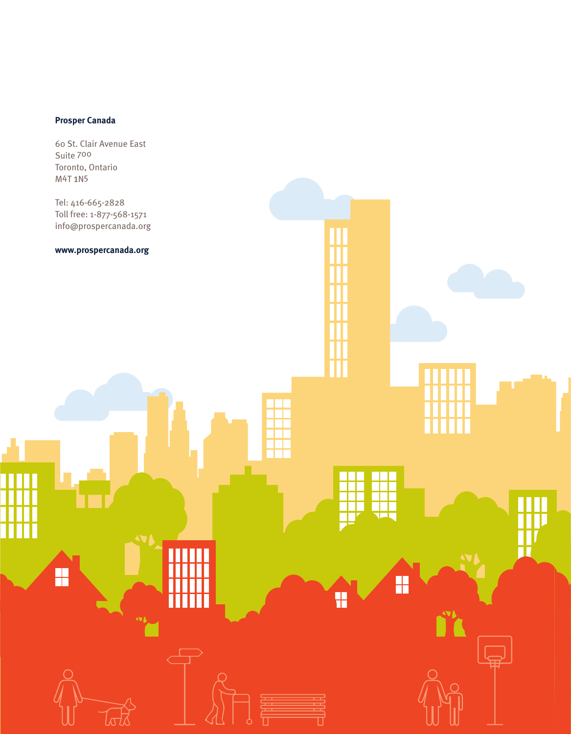**Prosper Canada**

60 St. Clair Avenue East
Suite 700
Toronto, Ontario
M4T 1N5

Tel: 416-665-2828
Toll free: 1-877-568-1571
info@prospercanada.org

**www.prospercanada.org**